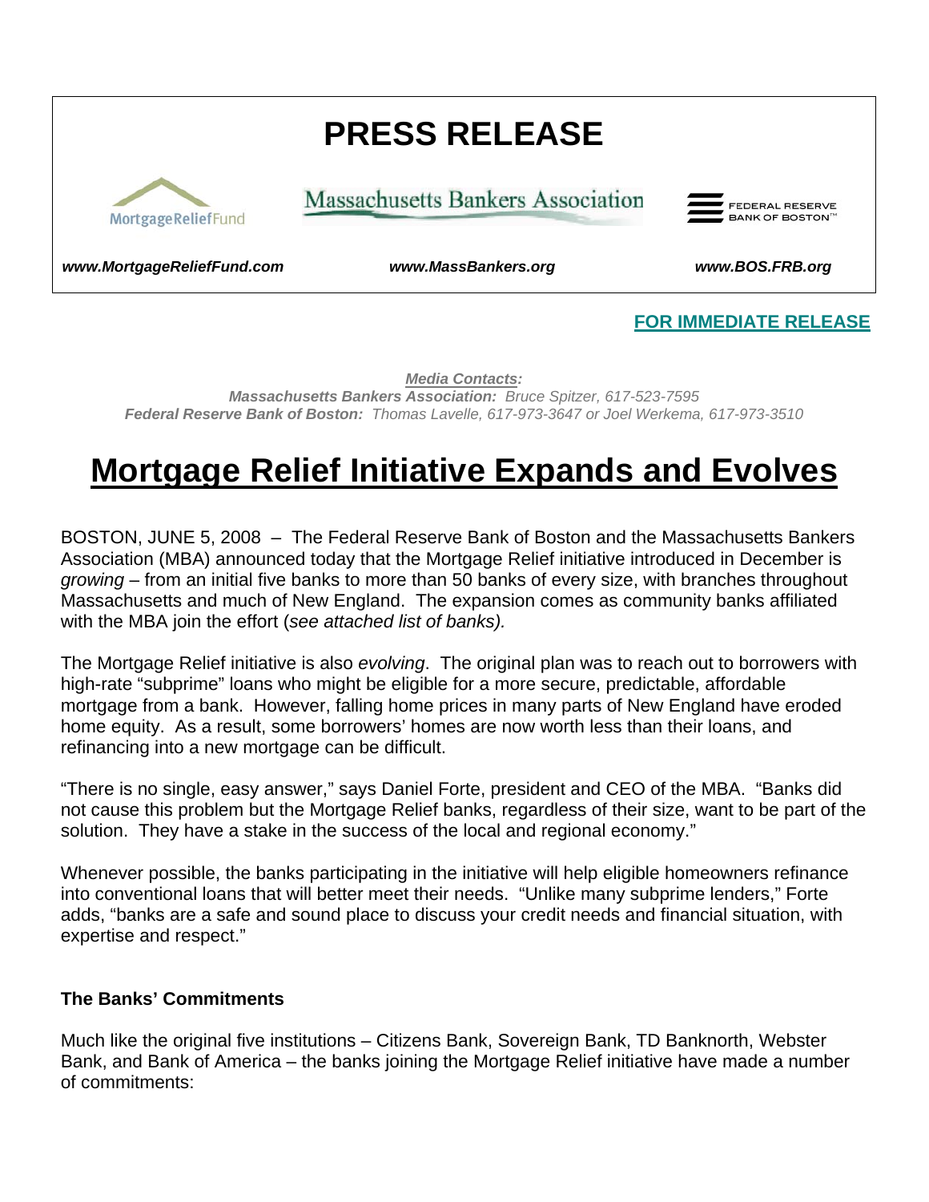# PRESS RELEASE

MortgageReliefFund | Massachusetts Bankers Association | FEDERAL RESERVE BANK OF BOSTON™

***www.MortgageReliefFund.com*** ***www.MassBankers.org*** ***www.BOS.FRB.org***

**FOR IMMEDIATE RELEASE**

***Media Contacts:***
***Massachusetts Bankers Association:*** *Bruce Spitzer, 617-523-7595*
***Federal Reserve Bank of Boston:*** *Thomas Lavelle, 617-973-3647 or Joel Werkema, 617-973-3510*

# Mortgage Relief Initiative Expands and Evolves

BOSTON, JUNE 5, 2008 – The Federal Reserve Bank of Boston and the Massachusetts Bankers Association (MBA) announced today that the Mortgage Relief initiative introduced in December is *growing* – from an initial five banks to more than 50 banks of every size, with branches throughout Massachusetts and much of New England. The expansion comes as community banks affiliated with the MBA join the effort (*see attached list of banks).*

The Mortgage Relief initiative is also *evolving*. The original plan was to reach out to borrowers with high-rate "subprime" loans who might be eligible for a more secure, predictable, affordable mortgage from a bank. However, falling home prices in many parts of New England have eroded home equity. As a result, some borrowers' homes are now worth less than their loans, and refinancing into a new mortgage can be difficult.

"There is no single, easy answer," says Daniel Forte, president and CEO of the MBA. "Banks did not cause this problem but the Mortgage Relief banks, regardless of their size, want to be part of the solution. They have a stake in the success of the local and regional economy."

Whenever possible, the banks participating in the initiative will help eligible homeowners refinance into conventional loans that will better meet their needs. "Unlike many subprime lenders," Forte adds, "banks are a safe and sound place to discuss your credit needs and financial situation, with expertise and respect."

### The Banks' Commitments

Much like the original five institutions – Citizens Bank, Sovereign Bank, TD Banknorth, Webster Bank, and Bank of America – the banks joining the Mortgage Relief initiative have made a number of commitments: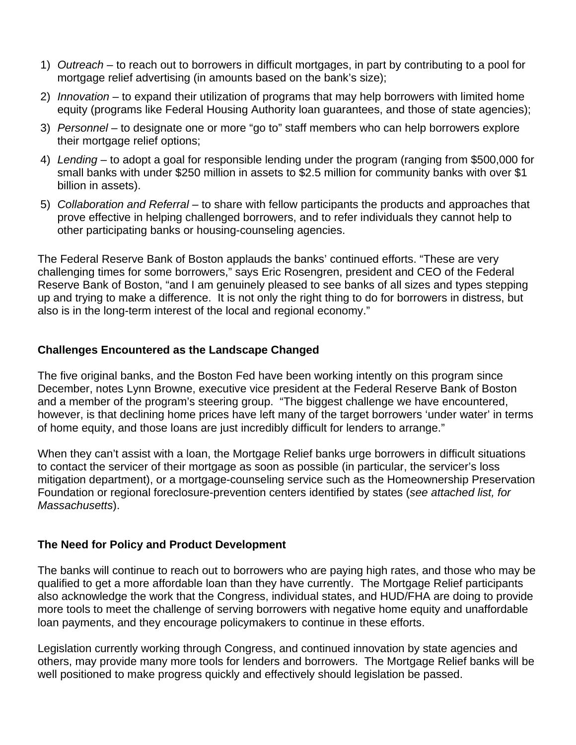1) *Outreach* – to reach out to borrowers in difficult mortgages, in part by contributing to a pool for mortgage relief advertising (in amounts based on the bank's size);
2) *Innovation* – to expand their utilization of programs that may help borrowers with limited home equity (programs like Federal Housing Authority loan guarantees, and those of state agencies);
3) *Personnel* – to designate one or more "go to" staff members who can help borrowers explore their mortgage relief options;
4) *Lending* – to adopt a goal for responsible lending under the program (ranging from $500,000 for small banks with under $250 million in assets to $2.5 million for community banks with over $1 billion in assets).
5) *Collaboration and Referral* – to share with fellow participants the products and approaches that prove effective in helping challenged borrowers, and to refer individuals they cannot help to other participating banks or housing-counseling agencies.

The Federal Reserve Bank of Boston applauds the banks' continued efforts. "These are very challenging times for some borrowers," says Eric Rosengren, president and CEO of the Federal Reserve Bank of Boston, "and I am genuinely pleased to see banks of all sizes and types stepping up and trying to make a difference. It is not only the right thing to do for borrowers in distress, but also is in the long-term interest of the local and regional economy."

**Challenges Encountered as the Landscape Changed**

The five original banks, and the Boston Fed have been working intently on this program since December, notes Lynn Browne, executive vice president at the Federal Reserve Bank of Boston and a member of the program's steering group. "The biggest challenge we have encountered, however, is that declining home prices have left many of the target borrowers 'under water' in terms of home equity, and those loans are just incredibly difficult for lenders to arrange."

When they can't assist with a loan, the Mortgage Relief banks urge borrowers in difficult situations to contact the servicer of their mortgage as soon as possible (in particular, the servicer's loss mitigation department), or a mortgage-counseling service such as the Homeownership Preservation Foundation or regional foreclosure-prevention centers identified by states (*see attached list, for Massachusetts*).

**The Need for Policy and Product Development**

The banks will continue to reach out to borrowers who are paying high rates, and those who may be qualified to get a more affordable loan than they have currently. The Mortgage Relief participants also acknowledge the work that the Congress, individual states, and HUD/FHA are doing to provide more tools to meet the challenge of serving borrowers with negative home equity and unaffordable loan payments, and they encourage policymakers to continue in these efforts.

Legislation currently working through Congress, and continued innovation by state agencies and others, may provide many more tools for lenders and borrowers. The Mortgage Relief banks will be well positioned to make progress quickly and effectively should legislation be passed.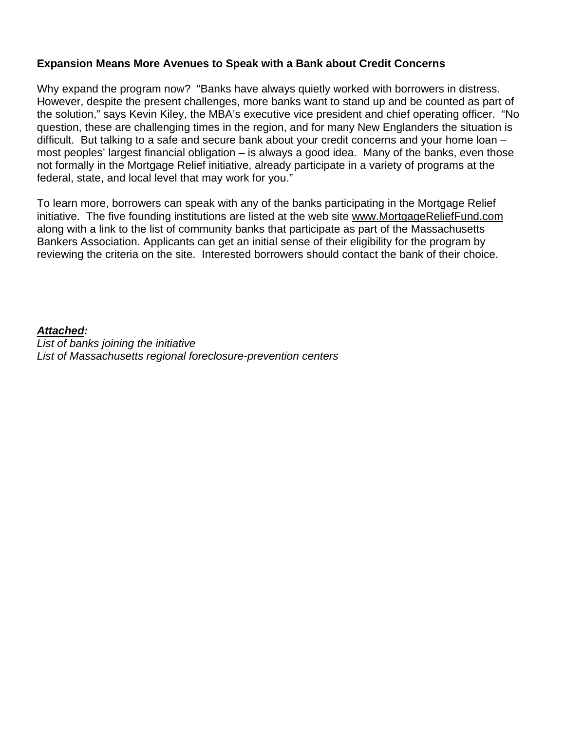**Expansion Means More Avenues to Speak with a Bank about Credit Concerns**

Why expand the program now? "Banks have always quietly worked with borrowers in distress. However, despite the present challenges, more banks want to stand up and be counted as part of the solution," says Kevin Kiley, the MBA's executive vice president and chief operating officer. "No question, these are challenging times in the region, and for many New Englanders the situation is difficult. But talking to a safe and secure bank about your credit concerns and your home loan – most peoples' largest financial obligation – is always a good idea. Many of the banks, even those not formally in the Mortgage Relief initiative, already participate in a variety of programs at the federal, state, and local level that may work for you."

To learn more, borrowers can speak with any of the banks participating in the Mortgage Relief initiative. The five founding institutions are listed at the web site www.MortgageReliefFund.com along with a link to the list of community banks that participate as part of the Massachusetts Bankers Association. Applicants can get an initial sense of their eligibility for the program by reviewing the criteria on the site. Interested borrowers should contact the bank of their choice.

***Attached:***

*List of banks joining the initiative*

*List of Massachusetts regional foreclosure-prevention centers*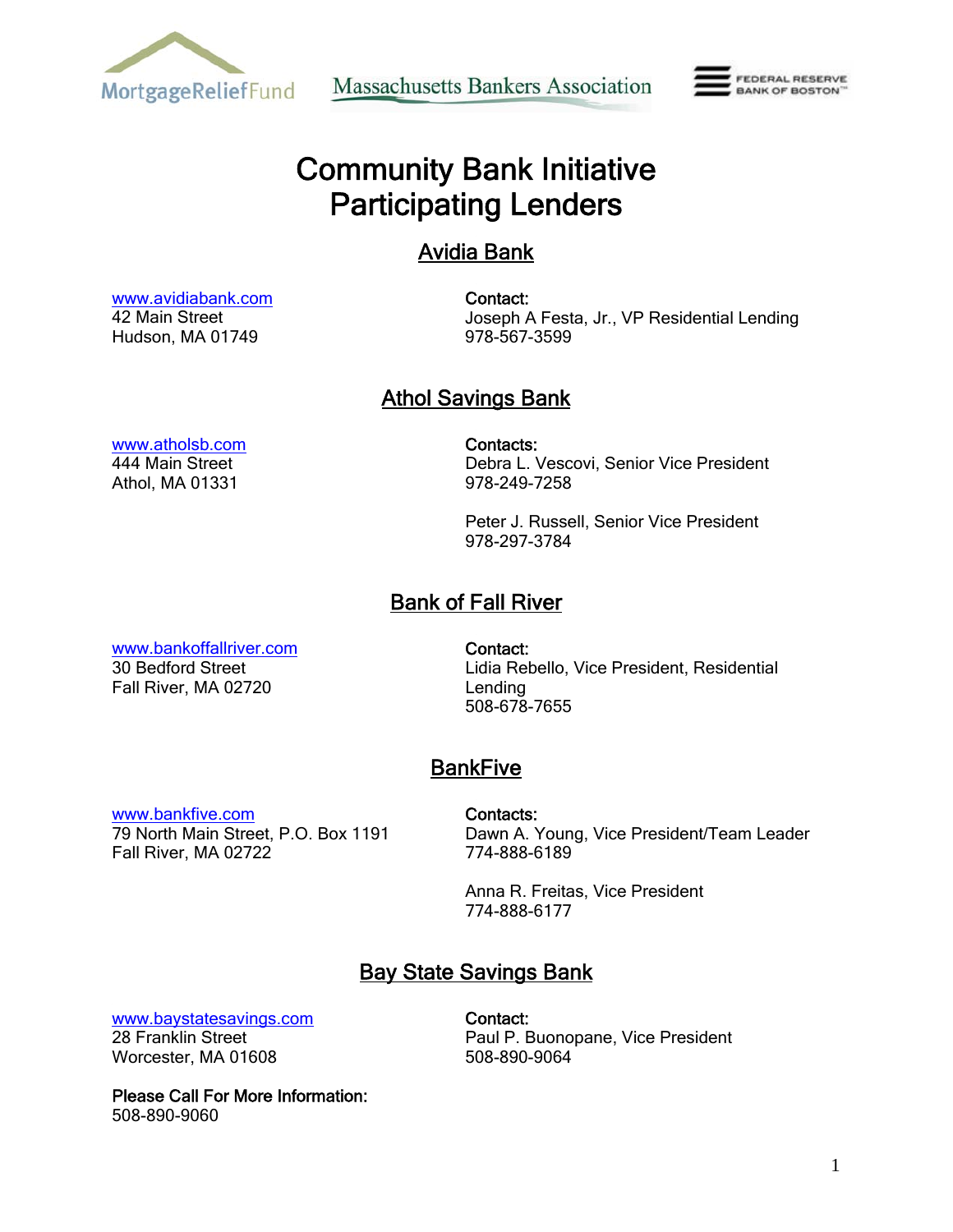# Community Bank Initiative
# Participating Lenders

## Avidia Bank

www.avidiabank.com
42 Main Street
Hudson, MA 01749

**Contact:**
Joseph A Festa, Jr., VP Residential Lending
978-567-3599

## Athol Savings Bank

www.atholsb.com
444 Main Street
Athol, MA 01331

**Contacts:**
Debra L. Vescovi, Senior Vice President
978-249-7258

Peter J. Russell, Senior Vice President
978-297-3784

## Bank of Fall River

www.bankoffallriver.com
30 Bedford Street
Fall River, MA 02720

**Contact:**
Lidia Rebello, Vice President, Residential Lending
508-678-7655

## BankFive

www.bankfive.com
79 North Main Street, P.O. Box 1191
Fall River, MA 02722

**Contacts:**
Dawn A. Young, Vice President/Team Leader
774-888-6189

Anna R. Freitas, Vice President
774-888-6177

## Bay State Savings Bank

www.baystatesavings.com
28 Franklin Street
Worcester, MA 01608

**Contact:**
Paul P. Buonopane, Vice President
508-890-9064

**Please Call For More Information:**
508-890-9060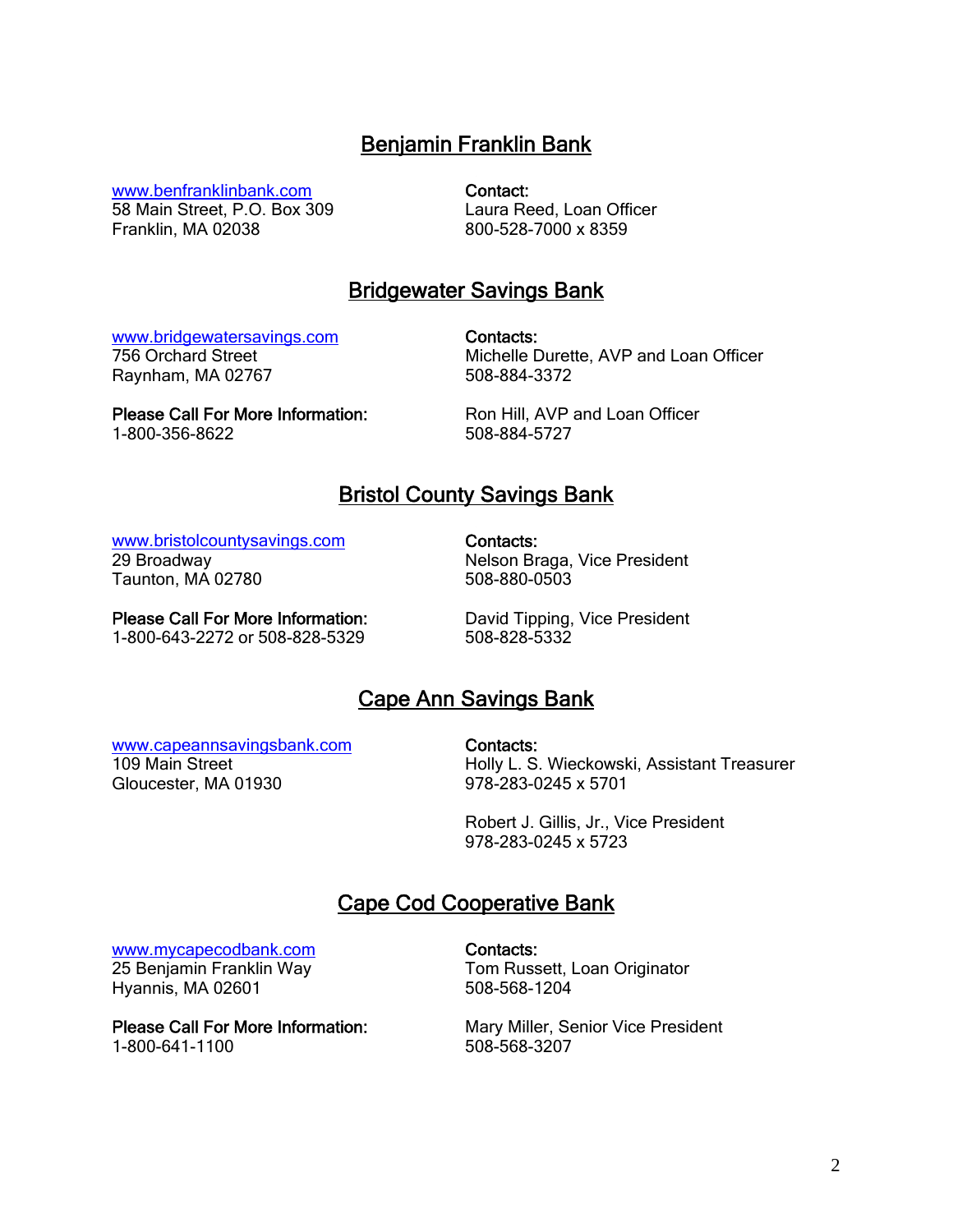## Benjamin Franklin Bank

www.benfranklinbank.com
58 Main Street, P.O. Box 309
Franklin, MA 02038

**Contact:**
Laura Reed, Loan Officer
800-528-7000 x 8359

## Bridgewater Savings Bank

www.bridgewatersavings.com
756 Orchard Street
Raynham, MA 02767

**Please Call For More Information:**
1-800-356-8622

**Contacts:**
Michelle Durette, AVP and Loan Officer
508-884-3372

Ron Hill, AVP and Loan Officer
508-884-5727

## Bristol County Savings Bank

www.bristolcountysavings.com
29 Broadway
Taunton, MA 02780

**Please Call For More Information:**
1-800-643-2272 or 508-828-5329

**Contacts:**
Nelson Braga, Vice President
508-880-0503

David Tipping, Vice President
508-828-5332

## Cape Ann Savings Bank

www.capeannsavingsbank.com
109 Main Street
Gloucester, MA 01930

**Contacts:**
Holly L. S. Wieckowski, Assistant Treasurer
978-283-0245 x 5701

Robert J. Gillis, Jr., Vice President
978-283-0245 x 5723

## Cape Cod Cooperative Bank

www.mycapecodbank.com
25 Benjamin Franklin Way
Hyannis, MA 02601

**Please Call For More Information:**
1-800-641-1100

**Contacts:**
Tom Russett, Loan Originator
508-568-1204

Mary Miller, Senior Vice President
508-568-3207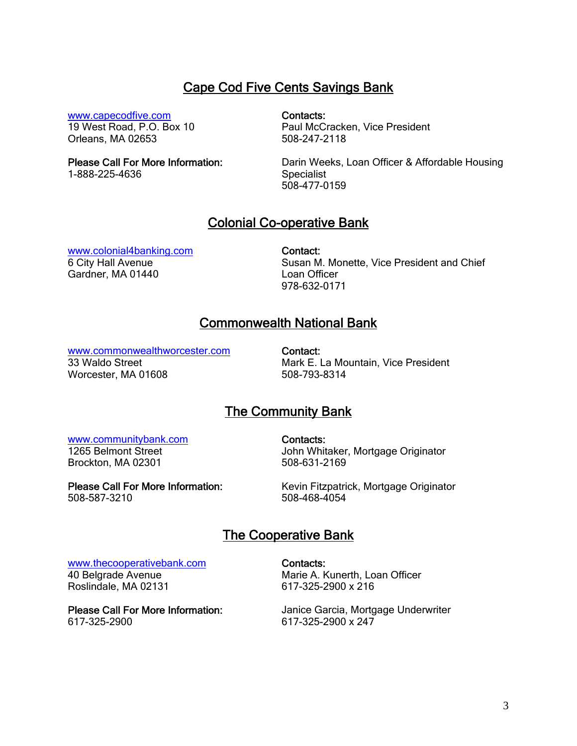## Cape Cod Five Cents Savings Bank

www.capecodfive.com
19 West Road, P.O. Box 10
Orleans, MA 02653

**Please Call For More Information:**
1-888-225-4636

**Contacts:**
Paul McCracken, Vice President
508-247-2118

Darin Weeks, Loan Officer & Affordable Housing Specialist
508-477-0159

## Colonial Co-operative Bank

www.colonial4banking.com
6 City Hall Avenue
Gardner, MA 01440

**Contact:**
Susan M. Monette, Vice President and Chief Loan Officer
978-632-0171

## Commonwealth National Bank

www.commonwealthworcester.com
33 Waldo Street
Worcester, MA 01608

**Contact:**
Mark E. La Mountain, Vice President
508-793-8314

## The Community Bank

www.communitybank.com
1265 Belmont Street
Brockton, MA 02301

**Please Call For More Information:**
508-587-3210

**Contacts:**
John Whitaker, Mortgage Originator
508-631-2169

Kevin Fitzpatrick, Mortgage Originator
508-468-4054

## The Cooperative Bank

www.thecooperativebank.com
40 Belgrade Avenue
Roslindale, MA 02131

**Please Call For More Information:**
617-325-2900

**Contacts:**
Marie A. Kunerth, Loan Officer
617-325-2900 x 216

Janice Garcia, Mortgage Underwriter
617-325-2900 x 247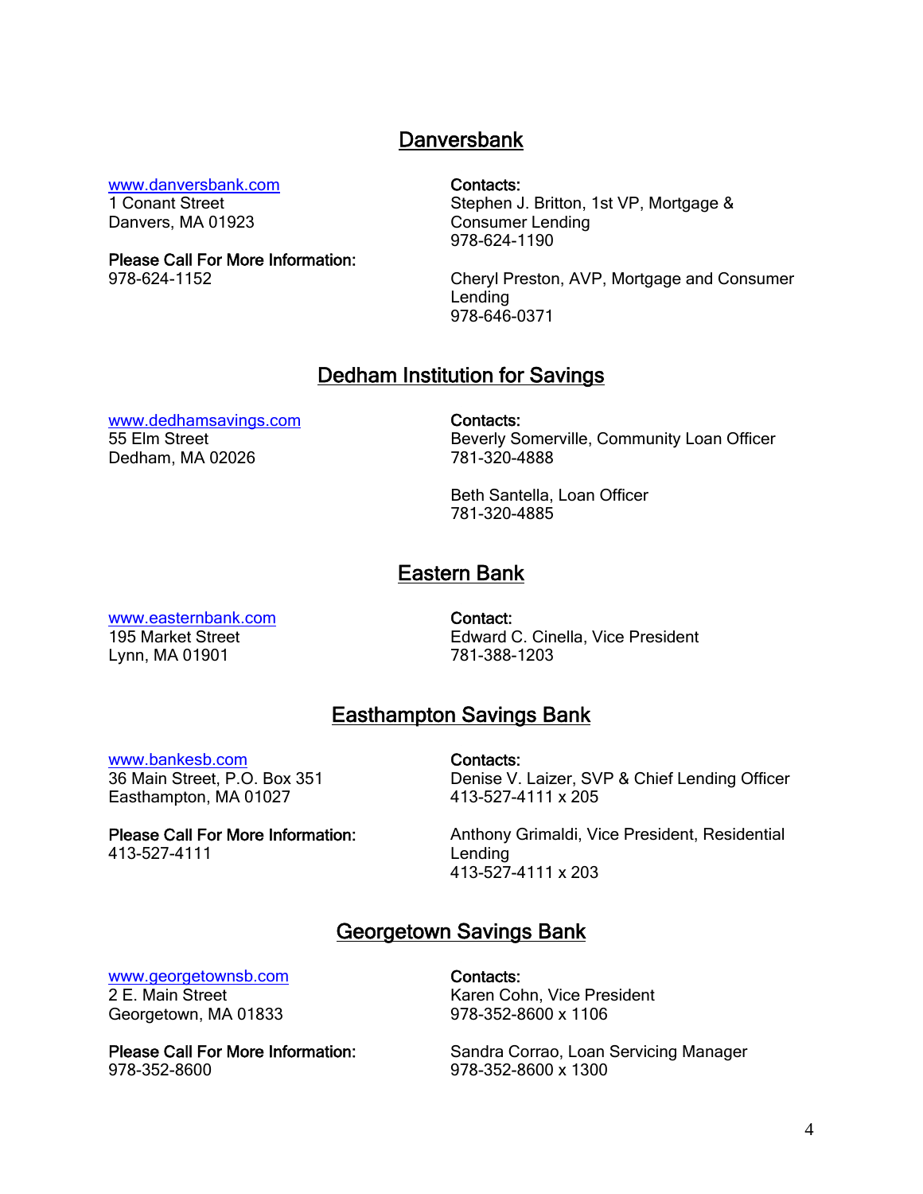## Danversbank

www.danversbank.com
1 Conant Street
Danvers, MA 01923

**Please Call For More Information:**
978-624-1152

**Contacts:**
Stephen J. Britton, 1st VP, Mortgage & Consumer Lending
978-624-1190

Cheryl Preston, AVP, Mortgage and Consumer Lending
978-646-0371

## Dedham Institution for Savings

www.dedhamsavings.com
55 Elm Street
Dedham, MA 02026

**Contacts:**
Beverly Somerville, Community Loan Officer
781-320-4888

Beth Santella, Loan Officer
781-320-4885

## Eastern Bank

www.easternbank.com
195 Market Street
Lynn, MA 01901

**Contact:**
Edward C. Cinella, Vice President
781-388-1203

## Easthampton Savings Bank

www.bankesb.com
36 Main Street, P.O. Box 351
Easthampton, MA 01027

**Please Call For More Information:**
413-527-4111

**Contacts:**
Denise V. Laizer, SVP & Chief Lending Officer
413-527-4111 x 205

Anthony Grimaldi, Vice President, Residential Lending
413-527-4111 x 203

## Georgetown Savings Bank

www.georgetownsb.com
2 E. Main Street
Georgetown, MA 01833

**Please Call For More Information:**
978-352-8600

**Contacts:**
Karen Cohn, Vice President
978-352-8600 x 1106

Sandra Corrao, Loan Servicing Manager
978-352-8600 x 1300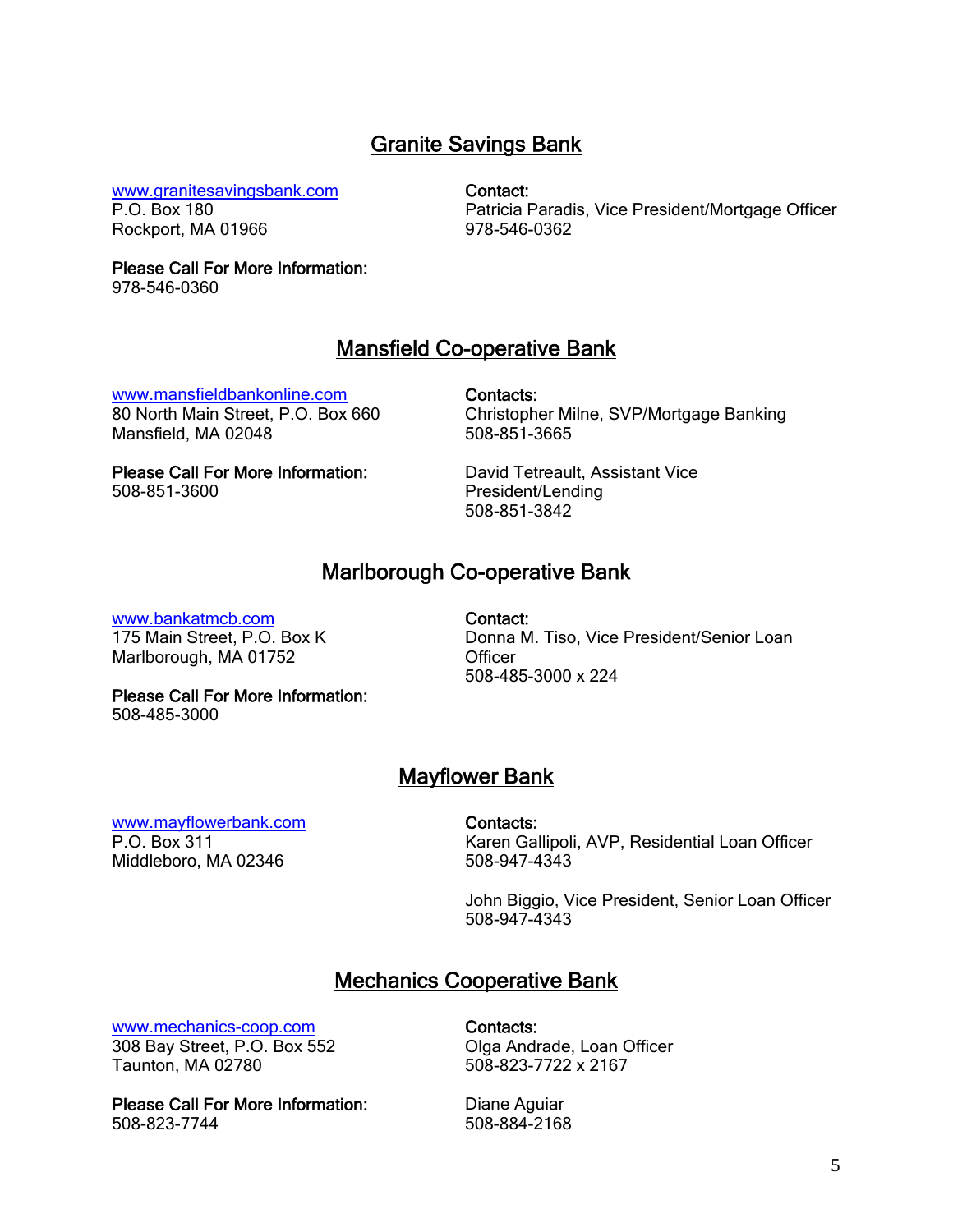## Granite Savings Bank

www.granitesavingsbank.com
P.O. Box 180
Rockport, MA 01966

**Please Call For More Information:**
978-546-0360

**Contact:**
Patricia Paradis, Vice President/Mortgage Officer
978-546-0362

## Mansfield Co-operative Bank

www.mansfieldbankonline.com
80 North Main Street, P.O. Box 660
Mansfield, MA 02048

**Please Call For More Information:**
508-851-3600

**Contacts:**
Christopher Milne, SVP/Mortgage Banking
508-851-3665

David Tetreault, Assistant Vice President/Lending
508-851-3842

## Marlborough Co-operative Bank

www.bankatmcb.com
175 Main Street, P.O. Box K
Marlborough, MA 01752

**Please Call For More Information:**
508-485-3000

**Contact:**
Donna M. Tiso, Vice President/Senior Loan Officer
508-485-3000 x 224

## Mayflower Bank

www.mayflowerbank.com
P.O. Box 311
Middleboro, MA 02346

**Contacts:**
Karen Gallipoli, AVP, Residential Loan Officer
508-947-4343

John Biggio, Vice President, Senior Loan Officer
508-947-4343

## Mechanics Cooperative Bank

www.mechanics-coop.com
308 Bay Street, P.O. Box 552
Taunton, MA 02780

**Please Call For More Information:**
508-823-7744

**Contacts:**
Olga Andrade, Loan Officer
508-823-7722 x 2167

Diane Aguiar
508-884-2168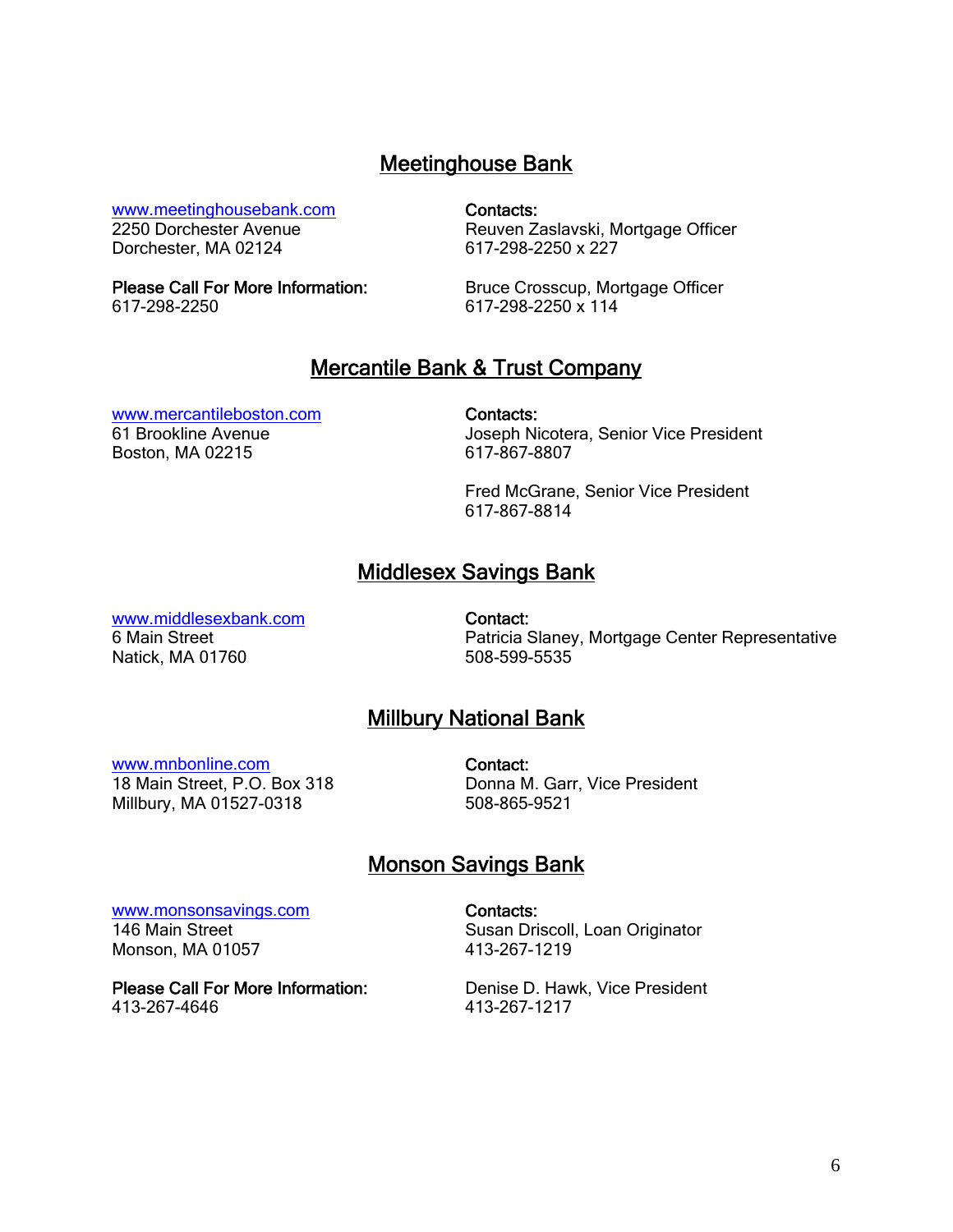## Meetinghouse Bank

www.meetinghousebank.com
2250 Dorchester Avenue
Dorchester, MA 02124

**Please Call For More Information:**
617-298-2250

**Contacts:**
Reuven Zaslavski, Mortgage Officer
617-298-2250 x 227

Bruce Crosscup, Mortgage Officer
617-298-2250 x 114

## Mercantile Bank & Trust Company

www.mercantileboston.com
61 Brookline Avenue
Boston, MA 02215

**Contacts:**
Joseph Nicotera, Senior Vice President
617-867-8807

Fred McGrane, Senior Vice President
617-867-8814

## Middlesex Savings Bank

www.middlesexbank.com
6 Main Street
Natick, MA 01760

**Contact:**
Patricia Slaney, Mortgage Center Representative
508-599-5535

## Millbury National Bank

www.mnbonline.com
18 Main Street, P.O. Box 318
Millbury, MA 01527-0318

**Contact:**
Donna M. Garr, Vice President
508-865-9521

## Monson Savings Bank

www.monsonsavings.com
146 Main Street
Monson, MA 01057

**Please Call For More Information:**
413-267-4646

**Contacts:**
Susan Driscoll, Loan Originator
413-267-1219

Denise D. Hawk, Vice President
413-267-1217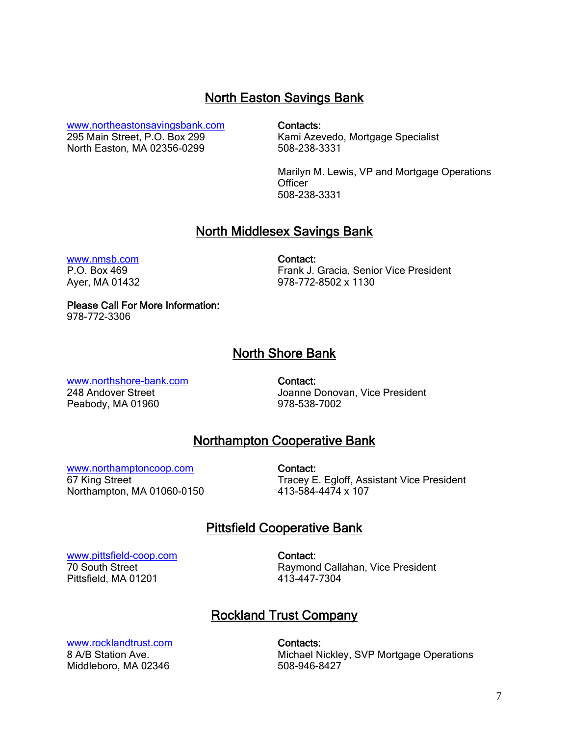## North Easton Savings Bank

www.northeastonsavingsbank.com
295 Main Street, P.O. Box 299
North Easton, MA 02356-0299

**Contacts:**
Kami Azevedo, Mortgage Specialist
508-238-3331

Marilyn M. Lewis, VP and Mortgage Operations Officer
508-238-3331

## North Middlesex Savings Bank

www.nmsb.com
P.O. Box 469
Ayer, MA 01432

**Contact:**
Frank J. Gracia, Senior Vice President
978-772-8502 x 1130

**Please Call For More Information:**
978-772-3306

## North Shore Bank

www.northshore-bank.com
248 Andover Street
Peabody, MA 01960

**Contact:**
Joanne Donovan, Vice President
978-538-7002

## Northampton Cooperative Bank

www.northamptoncoop.com
67 King Street
Northampton, MA 01060-0150

**Contact:**
Tracey E. Egloff, Assistant Vice President
413-584-4474 x 107

## Pittsfield Cooperative Bank

www.pittsfield-coop.com
70 South Street
Pittsfield, MA 01201

**Contact:**
Raymond Callahan, Vice President
413-447-7304

## Rockland Trust Company

www.rocklandtrust.com
8 A/B Station Ave.
Middleboro, MA 02346

**Contacts:**
Michael Nickley, SVP Mortgage Operations
508-946-8427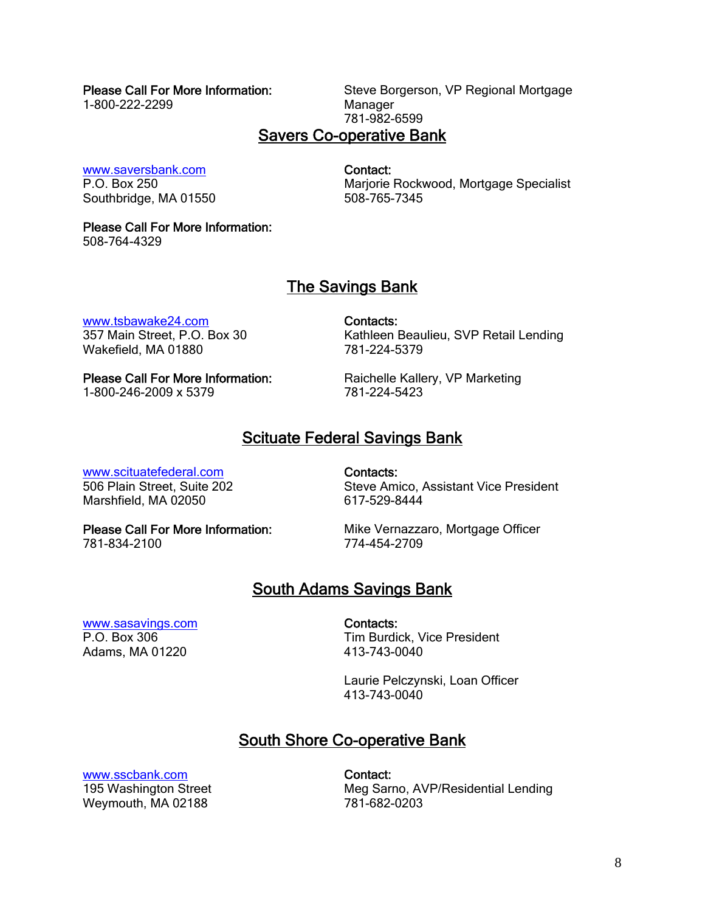**Please Call For More Information:**
1-800-222-2299

Steve Borgerson, VP Regional Mortgage Manager
781-982-6599

## Savers Co-operative Bank

www.saversbank.com
P.O. Box 250
Southbridge, MA 01550

**Contact:**
Marjorie Rockwood, Mortgage Specialist
508-765-7345

**Please Call For More Information:**
508-764-4329

## The Savings Bank

www.tsbawake24.com
357 Main Street, P.O. Box 30
Wakefield, MA 01880

**Contacts:**
Kathleen Beaulieu, SVP Retail Lending
781-224-5379

**Please Call For More Information:**
1-800-246-2009 x 5379

Raichelle Kallery, VP Marketing
781-224-5423

## Scituate Federal Savings Bank

www.scituatefederal.com
506 Plain Street, Suite 202
Marshfield, MA 02050

**Contacts:**
Steve Amico, Assistant Vice President
617-529-8444

**Please Call For More Information:**
781-834-2100

Mike Vernazzaro, Mortgage Officer
774-454-2709

## South Adams Savings Bank

www.sasavings.com
P.O. Box 306
Adams, MA 01220

**Contacts:**
Tim Burdick, Vice President
413-743-0040

Laurie Pelczynski, Loan Officer
413-743-0040

## South Shore Co-operative Bank

www.sscbank.com
195 Washington Street
Weymouth, MA 02188

**Contact:**
Meg Sarno, AVP/Residential Lending
781-682-0203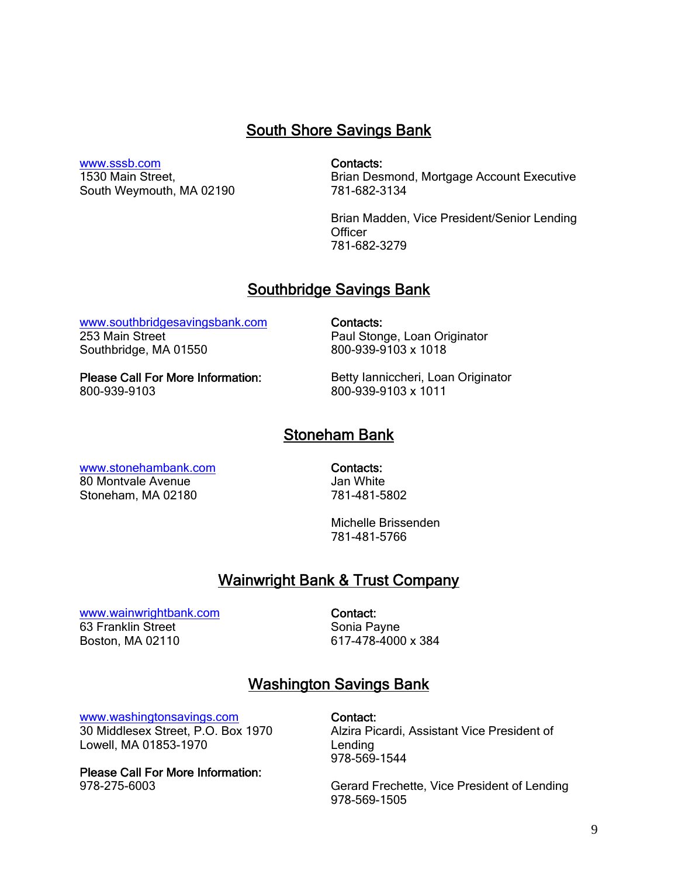## South Shore Savings Bank

www.sssb.com
1530 Main Street,
South Weymouth, MA 02190

**Contacts:**
Brian Desmond, Mortgage Account Executive
781-682-3134

Brian Madden, Vice President/Senior Lending Officer
781-682-3279

## Southbridge Savings Bank

www.southbridgesavingsbank.com
253 Main Street
Southbridge, MA 01550

**Please Call For More Information:**
800-939-9103

**Contacts:**
Paul Stonge, Loan Originator
800-939-9103 x 1018

Betty Ianniccheri, Loan Originator
800-939-9103 x 1011

## Stoneham Bank

www.stonehambank.com
80 Montvale Avenue
Stoneham, MA 02180

**Contacts:**
Jan White
781-481-5802

Michelle Brissenden
781-481-5766

## Wainwright Bank & Trust Company

www.wainwrightbank.com
63 Franklin Street
Boston, MA 02110

**Contact:**
Sonia Payne
617-478-4000 x 384

## Washington Savings Bank

www.washingtonsavings.com
30 Middlesex Street, P.O. Box 1970
Lowell, MA 01853-1970

**Please Call For More Information:**
978-275-6003

**Contact:**
Alzira Picardi, Assistant Vice President of Lending
978-569-1544

Gerard Frechette, Vice President of Lending
978-569-1505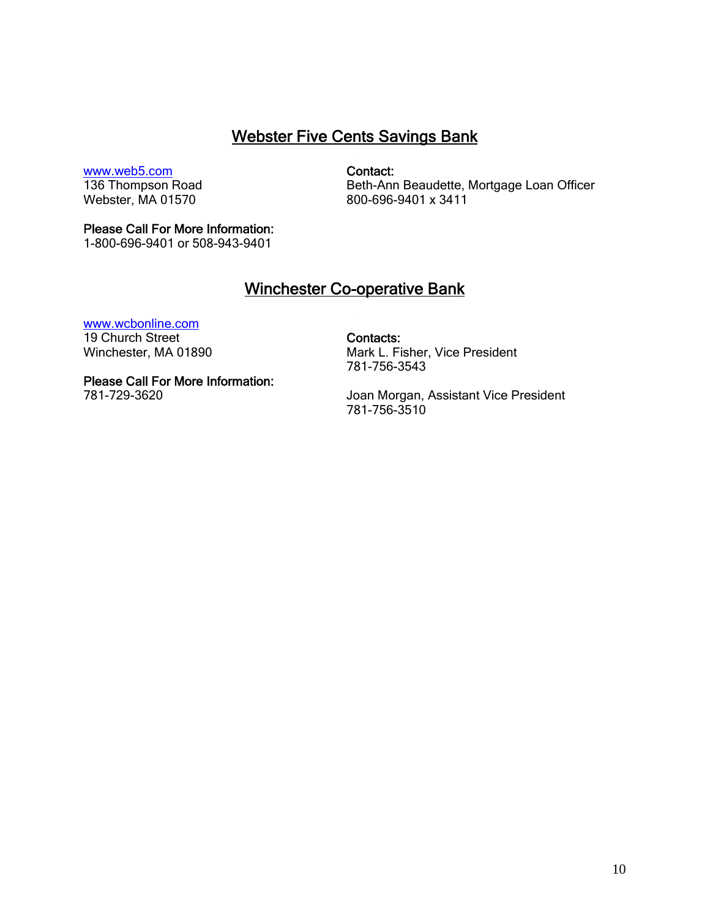## Webster Five Cents Savings Bank

www.web5.com
136 Thompson Road
Webster, MA 01570

**Contact:**
Beth-Ann Beaudette, Mortgage Loan Officer
800-696-9401 x 3411

**Please Call For More Information:**
1-800-696-9401 or 508-943-9401

## Winchester Co-operative Bank

www.wcbonline.com
19 Church Street
Winchester, MA 01890

**Please Call For More Information:**
781-729-3620

**Contacts:**
Mark L. Fisher, Vice President
781-756-3543

Joan Morgan, Assistant Vice President
781-756-3510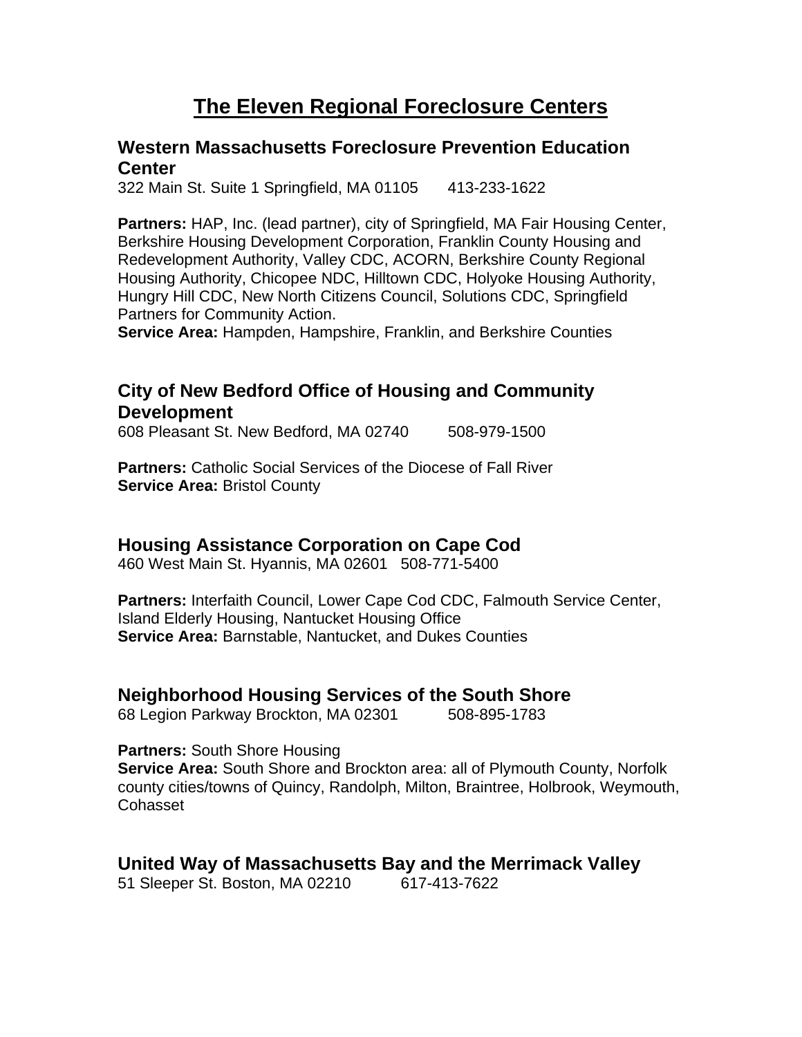# The Eleven Regional Foreclosure Centers

## Western Massachusetts Foreclosure Prevention Education Center

322 Main St. Suite 1 Springfield, MA 01105 413-233-1622

**Partners:** HAP, Inc. (lead partner), city of Springfield, MA Fair Housing Center, Berkshire Housing Development Corporation, Franklin County Housing and Redevelopment Authority, Valley CDC, ACORN, Berkshire County Regional Housing Authority, Chicopee NDC, Hilltown CDC, Holyoke Housing Authority, Hungry Hill CDC, New North Citizens Council, Solutions CDC, Springfield Partners for Community Action.
**Service Area:** Hampden, Hampshire, Franklin, and Berkshire Counties

## City of New Bedford Office of Housing and Community Development

608 Pleasant St. New Bedford, MA 02740 508-979-1500

**Partners:** Catholic Social Services of the Diocese of Fall River
**Service Area:** Bristol County

## Housing Assistance Corporation on Cape Cod

460 West Main St. Hyannis, MA 02601 508-771-5400

**Partners:** Interfaith Council, Lower Cape Cod CDC, Falmouth Service Center, Island Elderly Housing, Nantucket Housing Office
**Service Area:** Barnstable, Nantucket, and Dukes Counties

## Neighborhood Housing Services of the South Shore

68 Legion Parkway Brockton, MA 02301 508-895-1783

**Partners:** South Shore Housing
**Service Area:** South Shore and Brockton area: all of Plymouth County, Norfolk county cities/towns of Quincy, Randolph, Milton, Braintree, Holbrook, Weymouth, Cohasset

## United Way of Massachusetts Bay and the Merrimack Valley

51 Sleeper St. Boston, MA 02210 617-413-7622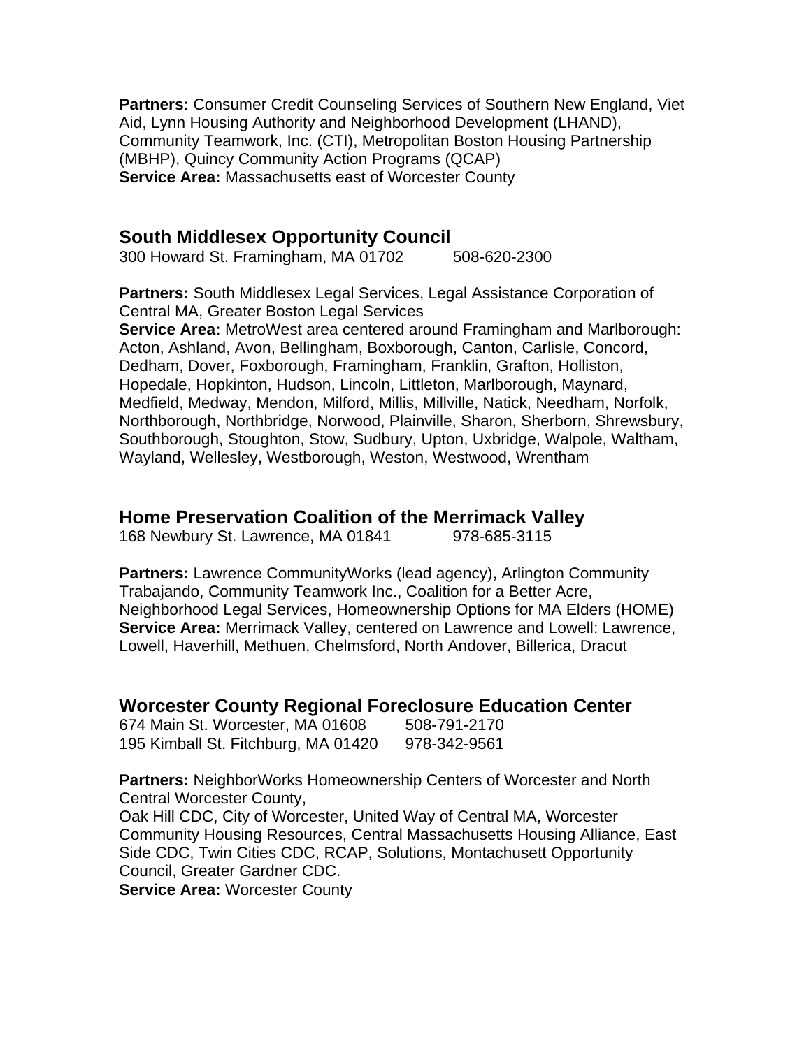**Partners:** Consumer Credit Counseling Services of Southern New England, Viet Aid, Lynn Housing Authority and Neighborhood Development (LHAND), Community Teamwork, Inc. (CTI), Metropolitan Boston Housing Partnership (MBHP), Quincy Community Action Programs (QCAP)
**Service Area:** Massachusetts east of Worcester County

## South Middlesex Opportunity Council

300 Howard St. Framingham, MA 01702     508-620-2300

**Partners:** South Middlesex Legal Services, Legal Assistance Corporation of Central MA, Greater Boston Legal Services
**Service Area:** MetroWest area centered around Framingham and Marlborough: Acton, Ashland, Avon, Bellingham, Boxborough, Canton, Carlisle, Concord, Dedham, Dover, Foxborough, Framingham, Franklin, Grafton, Holliston, Hopedale, Hopkinton, Hudson, Lincoln, Littleton, Marlborough, Maynard, Medfield, Medway, Mendon, Milford, Millis, Millville, Natick, Needham, Norfolk, Northborough, Northbridge, Norwood, Plainville, Sharon, Sherborn, Shrewsbury, Southborough, Stoughton, Stow, Sudbury, Upton, Uxbridge, Walpole, Waltham, Wayland, Wellesley, Westborough, Weston, Westwood, Wrentham

## Home Preservation Coalition of the Merrimack Valley

168 Newbury St. Lawrence, MA 01841     978-685-3115

**Partners:** Lawrence CommunityWorks (lead agency), Arlington Community Trabajando, Community Teamwork Inc., Coalition for a Better Acre, Neighborhood Legal Services, Homeownership Options for MA Elders (HOME)
**Service Area:** Merrimack Valley, centered on Lawrence and Lowell: Lawrence, Lowell, Haverhill, Methuen, Chelmsford, North Andover, Billerica, Dracut

## Worcester County Regional Foreclosure Education Center

674 Main St. Worcester, MA 01608     508-791-2170
195 Kimball St. Fitchburg, MA 01420     978-342-9561

**Partners:** NeighborWorks Homeownership Centers of Worcester and North Central Worcester County,
Oak Hill CDC, City of Worcester, United Way of Central MA, Worcester Community Housing Resources, Central Massachusetts Housing Alliance, East Side CDC, Twin Cities CDC, RCAP, Solutions, Montachusett Opportunity Council, Greater Gardner CDC.
**Service Area:** Worcester County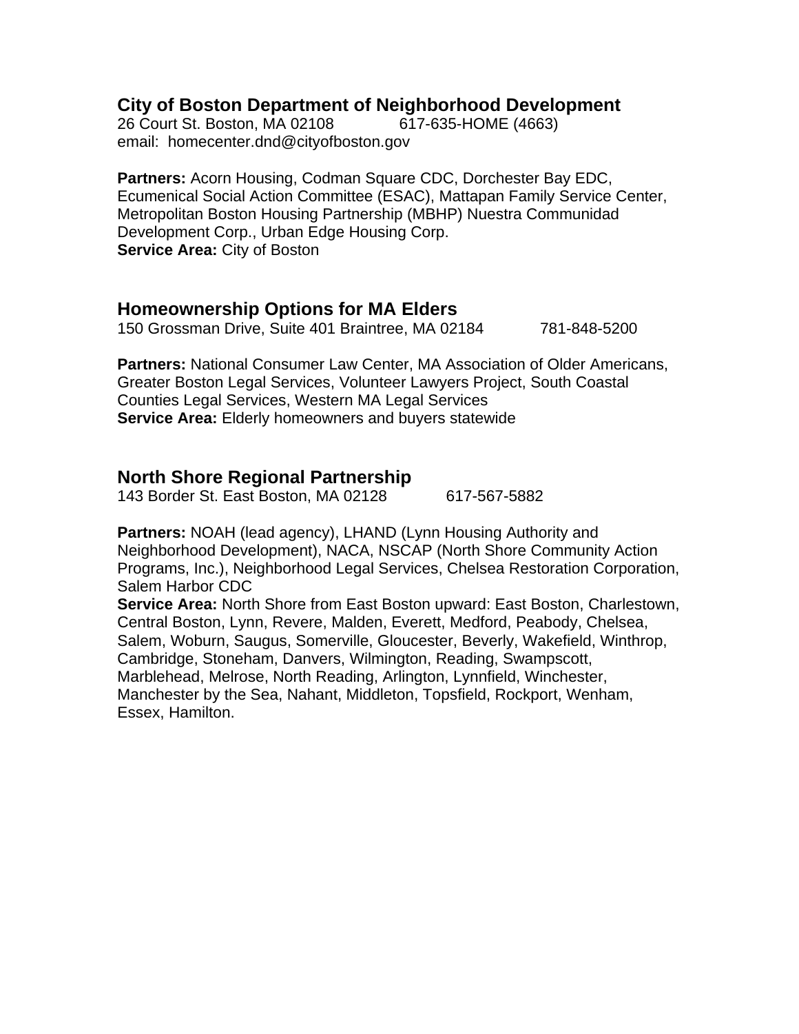## City of Boston Department of Neighborhood Development

26 Court St. Boston, MA 02108 617-635-HOME (4663)
email: homecenter.dnd@cityofboston.gov

**Partners:** Acorn Housing, Codman Square CDC, Dorchester Bay EDC, Ecumenical Social Action Committee (ESAC), Mattapan Family Service Center, Metropolitan Boston Housing Partnership (MBHP) Nuestra Communidad Development Corp., Urban Edge Housing Corp.
**Service Area:** City of Boston

## Homeownership Options for MA Elders

150 Grossman Drive, Suite 401 Braintree, MA 02184 781-848-5200

**Partners:** National Consumer Law Center, MA Association of Older Americans, Greater Boston Legal Services, Volunteer Lawyers Project, South Coastal Counties Legal Services, Western MA Legal Services
**Service Area:** Elderly homeowners and buyers statewide

## North Shore Regional Partnership

143 Border St. East Boston, MA 02128 617-567-5882

**Partners:** NOAH (lead agency), LHAND (Lynn Housing Authority and Neighborhood Development), NACA, NSCAP (North Shore Community Action Programs, Inc.), Neighborhood Legal Services, Chelsea Restoration Corporation, Salem Harbor CDC
**Service Area:** North Shore from East Boston upward: East Boston, Charlestown, Central Boston, Lynn, Revere, Malden, Everett, Medford, Peabody, Chelsea, Salem, Woburn, Saugus, Somerville, Gloucester, Beverly, Wakefield, Winthrop, Cambridge, Stoneham, Danvers, Wilmington, Reading, Swampscott, Marblehead, Melrose, North Reading, Arlington, Lynnfield, Winchester, Manchester by the Sea, Nahant, Middleton, Topsfield, Rockport, Wenham, Essex, Hamilton.